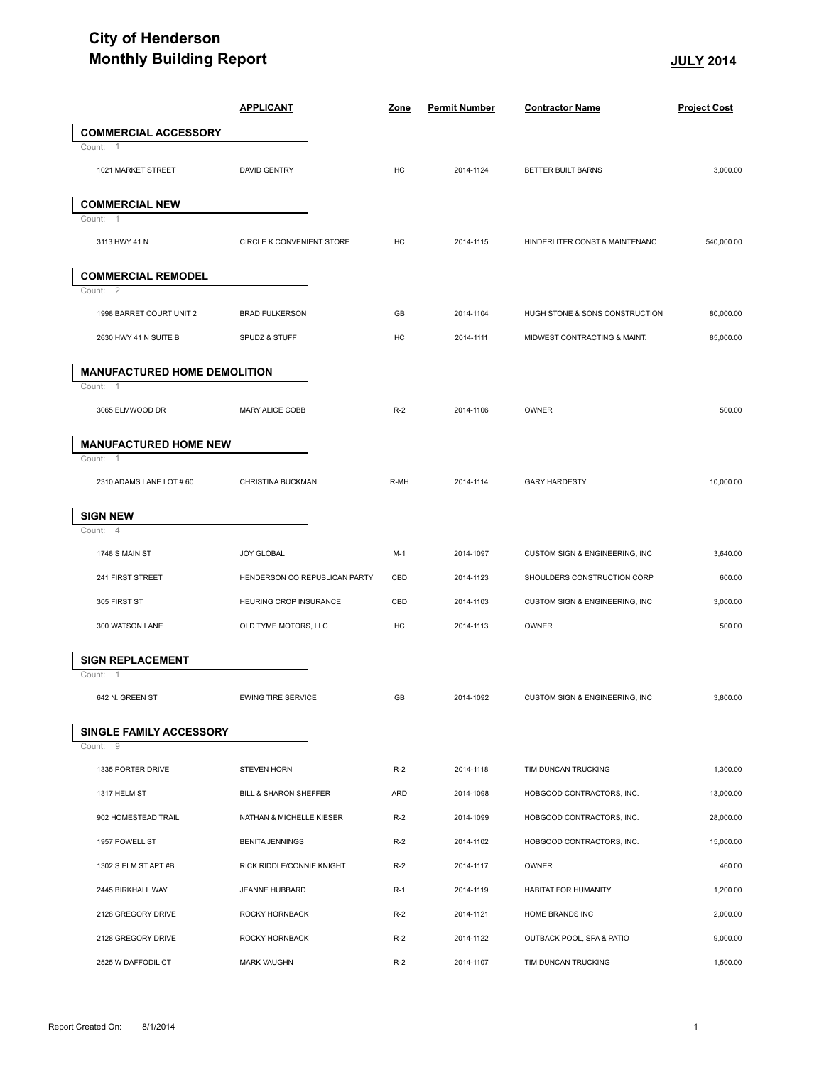# City of Henderson
# Monthly Building Report

**JULY 2014**

| | APPLICANT | Zone | Permit Number | Contractor Name | Project Cost |
|---|---|---|---|---|---|
| **COMMERCIAL ACCESSORY** | | | | | |
| Count: 1 | | | | | |
| 1021 MARKET STREET | DAVID GENTRY | HC | 2014-1124 | BETTER BUILT BARNS | 3,000.00 |
| **COMMERCIAL NEW** | | | | | |
| Count: 1 | | | | | |
| 3113 HWY 41 N | CIRCLE K CONVENIENT STORE | HC | 2014-1115 | HINDERLITER CONST.& MAINTENANC | 540,000.00 |
| **COMMERCIAL REMODEL** | | | | | |
| Count: 2 | | | | | |
| 1998 BARRET COURT UNIT 2 | BRAD FULKERSON | GB | 2014-1104 | HUGH STONE & SONS CONSTRUCTION | 80,000.00 |
| 2630 HWY 41 N SUITE B | SPUDZ & STUFF | HC | 2014-1111 | MIDWEST CONTRACTING & MAINT. | 85,000.00 |
| **MANUFACTURED HOME DEMOLITION** | | | | | |
| Count: 1 | | | | | |
| 3065 ELMWOOD DR | MARY ALICE COBB | R-2 | 2014-1106 | OWNER | 500.00 |
| **MANUFACTURED HOME NEW** | | | | | |
| Count: 1 | | | | | |
| 2310 ADAMS LANE LOT # 60 | CHRISTINA BUCKMAN | R-MH | 2014-1114 | GARY HARDESTY | 10,000.00 |
| **SIGN NEW** | | | | | |
| Count: 4 | | | | | |
| 1748 S MAIN ST | JOY GLOBAL | M-1 | 2014-1097 | CUSTOM SIGN & ENGINEERING, INC | 3,640.00 |
| 241 FIRST STREET | HENDERSON CO REPUBLICAN PARTY | CBD | 2014-1123 | SHOULDERS CONSTRUCTION CORP | 600.00 |
| 305 FIRST ST | HEURING CROP INSURANCE | CBD | 2014-1103 | CUSTOM SIGN & ENGINEERING, INC | 3,000.00 |
| 300 WATSON LANE | OLD TYME MOTORS, LLC | HC | 2014-1113 | OWNER | 500.00 |
| **SIGN REPLACEMENT** | | | | | |
| Count: 1 | | | | | |
| 642 N. GREEN ST | EWING TIRE SERVICE | GB | 2014-1092 | CUSTOM SIGN & ENGINEERING, INC | 3,800.00 |
| **SINGLE FAMILY ACCESSORY** | | | | | |
| Count: 9 | | | | | |
| 1335 PORTER DRIVE | STEVEN HORN | R-2 | 2014-1118 | TIM DUNCAN TRUCKING | 1,300.00 |
| 1317 HELM ST | BILL & SHARON SHEFFER | ARD | 2014-1098 | HOBGOOD CONTRACTORS, INC. | 13,000.00 |
| 902 HOMESTEAD TRAIL | NATHAN & MICHELLE KIESER | R-2 | 2014-1099 | HOBGOOD CONTRACTORS, INC. | 28,000.00 |
| 1957 POWELL ST | BENITA JENNINGS | R-2 | 2014-1102 | HOBGOOD CONTRACTORS, INC. | 15,000.00 |
| 1302 S ELM ST APT #B | RICK RIDDLE/CONNIE KNIGHT | R-2 | 2014-1117 | OWNER | 460.00 |
| 2445 BIRKHALL WAY | JEANNE HUBBARD | R-1 | 2014-1119 | HABITAT FOR HUMANITY | 1,200.00 |
| 2128 GREGORY DRIVE | ROCKY HORNBACK | R-2 | 2014-1121 | HOME BRANDS INC | 2,000.00 |
| 2128 GREGORY DRIVE | ROCKY HORNBACK | R-2 | 2014-1122 | OUTBACK POOL, SPA & PATIO | 9,000.00 |
| 2525 W DAFFODIL CT | MARK VAUGHN | R-2 | 2014-1107 | TIM DUNCAN TRUCKING | 1,500.00 |

Report Created On: 8/1/2014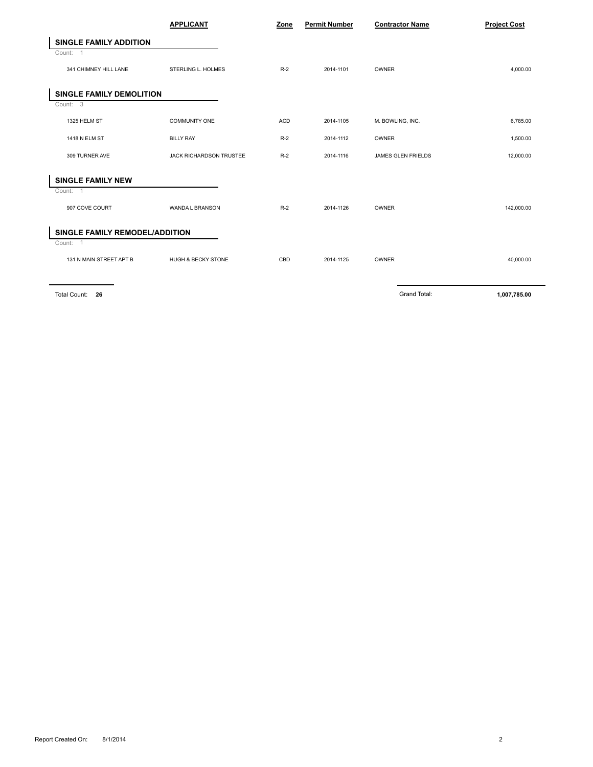| | APPLICANT | Zone | Permit Number | Contractor Name | Project Cost |
|---|---|---|---|---|---|
| **SINGLE FAMILY ADDITION** | | | | | |
| Count: 1 | | | | | |
| 341 CHIMNEY HILL LANE | STERLING L. HOLMES | R-2 | 2014-1101 | OWNER | 4,000.00 |
| **SINGLE FAMILY DEMOLITION** | | | | | |
| Count: 3 | | | | | |
| 1325 HELM ST | COMMUNITY ONE | ACD | 2014-1105 | M. BOWLING, INC. | 6,785.00 |
| 1418 N ELM ST | BILLY RAY | R-2 | 2014-1112 | OWNER | 1,500.00 |
| 309 TURNER AVE | JACK RICHARDSON TRUSTEE | R-2 | 2014-1116 | JAMES GLEN FRIELDS | 12,000.00 |
| **SINGLE FAMILY NEW** | | | | | |
| Count: 1 | | | | | |
| 907 COVE COURT | WANDA L BRANSON | R-2 | 2014-1126 | OWNER | 142,000.00 |
| **SINGLE FAMILY REMODEL/ADDITION** | | | | | |
| Count: 1 | | | | | |
| 131 N MAIN STREET APT B | HUGH & BECKY STONE | CBD | 2014-1125 | OWNER | 40,000.00 |

Total Count: **26**

Grand Total: **1,007,785.00**

Report Created On: 8/1/2014